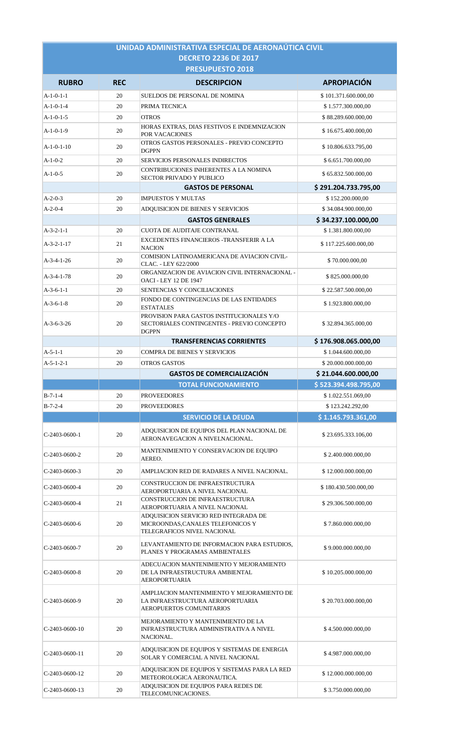# UNIDAD ADMINISTRATIVA ESPECIAL DE AERONAÚTICA CIVIL

## DECRETO 2236 DE 2017

## PRESUPUESTO 2018

| RUBRO | REC | DESCRIPCION | APROPIACIÓN |
|---|---|---|---|
| A-1-0-1-1 | 20 | SUELDOS DE PERSONAL DE NOMINA | $ 101.371.600.000,00 |
| A-1-0-1-4 | 20 | PRIMA TECNICA | $ 1.577.300.000,00 |
| A-1-0-1-5 | 20 | OTROS | $ 88.289.600.000,00 |
| A-1-0-1-9 | 20 | HORAS EXTRAS, DIAS FESTIVOS E INDEMNIZACION POR VACACIONES | $ 16.675.400.000,00 |
| A-1-0-1-10 | 20 | OTROS GASTOS PERSONALES - PREVIO CONCEPTO DGPPN | $ 10.806.633.795,00 |
| A-1-0-2 | 20 | SERVICIOS PERSONALES INDIRECTOS | $ 6.651.700.000,00 |
| A-1-0-5 | 20 | CONTRIBUCIONES INHERENTES A LA NOMINA SECTOR PRIVADO Y PUBLICO | $ 65.832.500.000,00 |
| | | **GASTOS DE PERSONAL** | **$ 291.204.733.795,00** |
| A-2-0-3 | 20 | IMPUESTOS Y MULTAS | $ 152.200.000,00 |
| A-2-0-4 | 20 | ADQUISICION DE BIENES Y SERVICIOS | $ 34.084.900.000,00 |
| | | **GASTOS GENERALES** | **$ 34.237.100.000,00** |
| A-3-2-1-1 | 20 | CUOTA DE AUDITAJE CONTRANAL | $ 1.381.800.000,00 |
| A-3-2-1-17 | 21 | EXCEDENTES FINANCIEROS -TRANSFERIR A LA NACION | $ 117.225.600.000,00 |
| A-3-4-1-26 | 20 | COMISION LATINOAMERICANA DE AVIACION CIVIL- CLAC. - LEY 622/2000 | $ 70.000.000,00 |
| A-3-4-1-78 | 20 | ORGANIZACION DE AVIACION CIVIL INTERNACIONAL - OACI - LEY 12 DE 1947 | $ 825.000.000,00 |
| A-3-6-1-1 | 20 | SENTENCIAS Y CONCILIACIONES | $ 22.587.500.000,00 |
| A-3-6-1-8 | 20 | FONDO DE CONTINGENCIAS DE LAS ENTIDADES ESTATALES | $ 1.923.800.000,00 |
| A-3-6-3-26 | 20 | PROVISION PARA GASTOS INSTITUCIONALES Y/O SECTORIALES CONTINGENTES - PREVIO CONCEPTO DGPPN | $ 32.894.365.000,00 |
| | | **TRANSFERENCIAS CORRIENTES** | **$ 176.908.065.000,00** |
| A-5-1-1 | 20 | COMPRA DE BIENES Y SERVICIOS | $ 1.044.600.000,00 |
| A-5-1-2-1 | 20 | OTROS GASTOS | $ 20.000.000.000,00 |
| | | **GASTOS DE COMERCIALIZACIÓN** | **$ 21.044.600.000,00** |
| | | **TOTAL FUNCIONAMIENTO** | **$ 523.394.498.795,00** |
| B-7-1-4 | 20 | PROVEEDORES | $ 1.022.551.069,00 |
| B-7-2-4 | 20 | PROVEEDORES | $ 123.242.292,00 |
| | | **SERVICIO DE LA DEUDA** | **$ 1.145.793.361,00** |
| C-2403-0600-1 | 20 | ADQUISICION DE EQUIPOS DEL PLAN NACIONAL DE AERONAVEGACION A NIVELNACIONAL. | $ 23.695.333.106,00 |
| C-2403-0600-2 | 20 | MANTENIMIENTO Y CONSERVACION DE EQUIPO AEREO. | $ 2.400.000.000,00 |
| C-2403-0600-3 | 20 | AMPLIACION RED DE RADARES A NIVEL NACIONAL. | $ 12.000.000.000,00 |
| C-2403-0600-4 | 20 | CONSTRUCCION DE INFRAESTRUCTURA AEROPORTUARIA A NIVEL NACIONAL | $ 180.430.500.000,00 |
| C-2403-0600-4 | 21 | CONSTRUCCION DE INFRAESTRUCTURA AEROPORTUARIA A NIVEL NACIONAL | $ 29.306.500.000,00 |
| C-2403-0600-6 | 20 | ADQUISICION SERVICIO RED INTEGRADA DE MICROONDAS,CANALES TELEFONICOS Y TELEGRAFICOS NIVEL NACIONAL | $ 7.860.000.000,00 |
| C-2403-0600-7 | 20 | LEVANTAMIENTO DE INFORMACION PARA ESTUDIOS, PLANES Y PROGRAMAS AMBIENTALES | $ 9.000.000.000,00 |
| C-2403-0600-8 | 20 | ADECUACION MANTENIMIENTO Y MEJORAMIENTO DE LA INFRAESTRUCTURA AMBIENTAL AEROPORTUARIA | $ 10.205.000.000,00 |
| C-2403-0600-9 | 20 | AMPLIACION MANTENIMIENTO Y MEJORAMIENTO DE LA INFRAESTRUCTURA AEROPORTUARIA AEROPUERTOS COMUNITARIOS | $ 20.703.000.000,00 |
| C-2403-0600-10 | 20 | MEJORAMIENTO Y MANTENIMIENTO DE LA INFRAESTRUCTURA ADMINISTRATIVA A NIVEL NACIONAL. | $ 4.500.000.000,00 |
| C-2403-0600-11 | 20 | ADQUISICION DE EQUIPOS Y SISTEMAS DE ENERGIA SOLAR Y COMERCIAL A NIVEL NACIONAL | $ 4.987.000.000,00 |
| C-2403-0600-12 | 20 | ADQUISICION DE EQUIPOS Y SISTEMAS PARA LA RED METEOROLOGICA AERONAUTICA. | $ 12.000.000.000,00 |
| C-2403-0600-13 | 20 | ADQUISICION DE EQUIPOS PARA REDES DE TELECOMUNICACIONES. | $ 3.750.000.000,00 |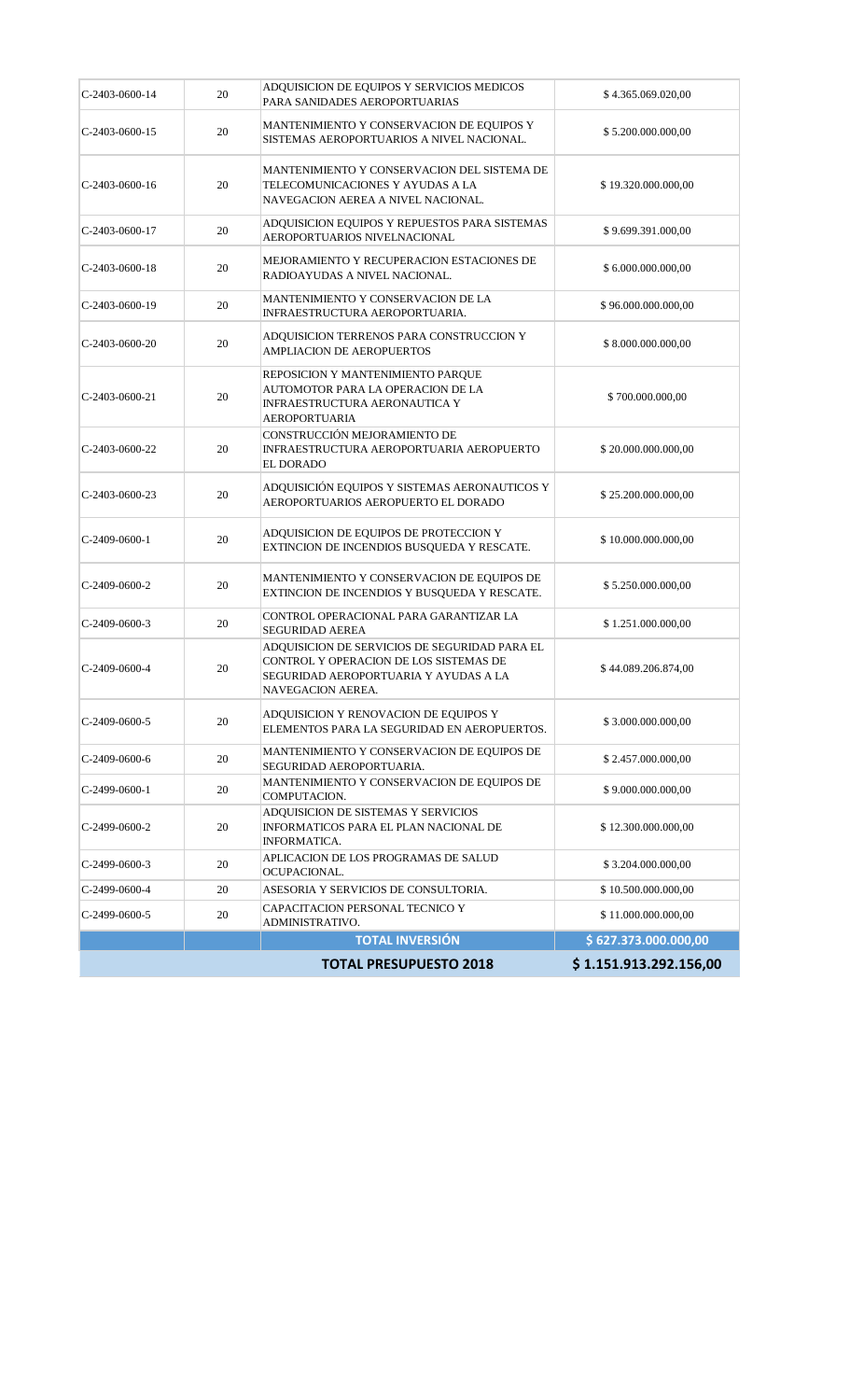| | | | |
|---|---|---|---|
| C-2403-0600-14 | 20 | ADQUISICION DE EQUIPOS Y SERVICIOS MEDICOS PARA SANIDADES AEROPORTUARIAS | $ 4.365.069.020,00 |
| C-2403-0600-15 | 20 | MANTENIMIENTO Y CONSERVACION DE EQUIPOS Y SISTEMAS AEROPORTUARIOS A NIVEL NACIONAL. | $ 5.200.000.000,00 |
| C-2403-0600-16 | 20 | MANTENIMIENTO Y CONSERVACION DEL SISTEMA DE TELECOMUNICACIONES Y AYUDAS A LA NAVEGACION AEREA A NIVEL NACIONAL. | $ 19.320.000.000,00 |
| C-2403-0600-17 | 20 | ADQUISICION EQUIPOS Y REPUESTOS PARA SISTEMAS AEROPORTUARIOS NIVELNACIONAL | $ 9.699.391.000,00 |
| C-2403-0600-18 | 20 | MEJORAMIENTO Y RECUPERACION ESTACIONES DE RADIOAYUDAS A NIVEL NACIONAL. | $ 6.000.000.000,00 |
| C-2403-0600-19 | 20 | MANTENIMIENTO Y CONSERVACION DE LA INFRAESTRUCTURA AEROPORTUARIA. | $ 96.000.000.000,00 |
| C-2403-0600-20 | 20 | ADQUISICION TERRENOS PARA CONSTRUCCION Y AMPLIACION DE AEROPUERTOS | $ 8.000.000.000,00 |
| C-2403-0600-21 | 20 | REPOSICION Y MANTENIMIENTO PARQUE AUTOMOTOR PARA LA OPERACION DE LA INFRAESTRUCTURA AERONAUTICA Y AEROPORTUARIA | $ 700.000.000,00 |
| C-2403-0600-22 | 20 | CONSTRUCCIÓN MEJORAMIENTO DE INFRAESTRUCTURA AEROPORTUARIA AEROPUERTO EL DORADO | $ 20.000.000.000,00 |
| C-2403-0600-23 | 20 | ADQUISICIÓN EQUIPOS Y SISTEMAS AERONAUTICOS Y AEROPORTUARIOS AEROPUERTO EL DORADO | $ 25.200.000.000,00 |
| C-2409-0600-1 | 20 | ADQUISICION DE EQUIPOS DE PROTECCION Y EXTINCION DE INCENDIOS BUSQUEDA Y RESCATE. | $ 10.000.000.000,00 |
| C-2409-0600-2 | 20 | MANTENIMIENTO Y CONSERVACION DE EQUIPOS DE EXTINCION DE INCENDIOS Y BUSQUEDA Y RESCATE. | $ 5.250.000.000,00 |
| C-2409-0600-3 | 20 | CONTROL OPERACIONAL PARA GARANTIZAR LA SEGURIDAD AEREA | $ 1.251.000.000,00 |
| C-2409-0600-4 | 20 | ADQUISICION DE SERVICIOS DE SEGURIDAD PARA EL CONTROL Y OPERACION DE LOS SISTEMAS DE SEGURIDAD AEROPORTUARIA Y AYUDAS A LA NAVEGACION AEREA. | $ 44.089.206.874,00 |
| C-2409-0600-5 | 20 | ADQUISICION Y RENOVACION DE EQUIPOS Y ELEMENTOS PARA LA SEGURIDAD EN AEROPUERTOS. | $ 3.000.000.000,00 |
| C-2409-0600-6 | 20 | MANTENIMIENTO Y CONSERVACION DE EQUIPOS DE SEGURIDAD AEROPORTUARIA. | $ 2.457.000.000,00 |
| C-2499-0600-1 | 20 | MANTENIMIENTO Y CONSERVACION DE EQUIPOS DE COMPUTACION. | $ 9.000.000.000,00 |
| C-2499-0600-2 | 20 | ADQUISICION DE SISTEMAS Y SERVICIOS INFORMATICOS PARA EL PLAN NACIONAL DE INFORMATICA. | $ 12.300.000.000,00 |
| C-2499-0600-3 | 20 | APLICACION DE LOS PROGRAMAS DE SALUD OCUPACIONAL. | $ 3.204.000.000,00 |
| C-2499-0600-4 | 20 | ASESORIA Y SERVICIOS DE CONSULTORIA. | $ 10.500.000.000,00 |
| C-2499-0600-5 | 20 | CAPACITACION PERSONAL TECNICO Y ADMINISTRATIVO. | $ 11.000.000.000,00 |
| | | **TOTAL INVERSIÓN** | **$ 627.373.000.000,00** |
| | | **TOTAL PRESUPUESTO 2018** | **$ 1.151.913.292.156,00** |